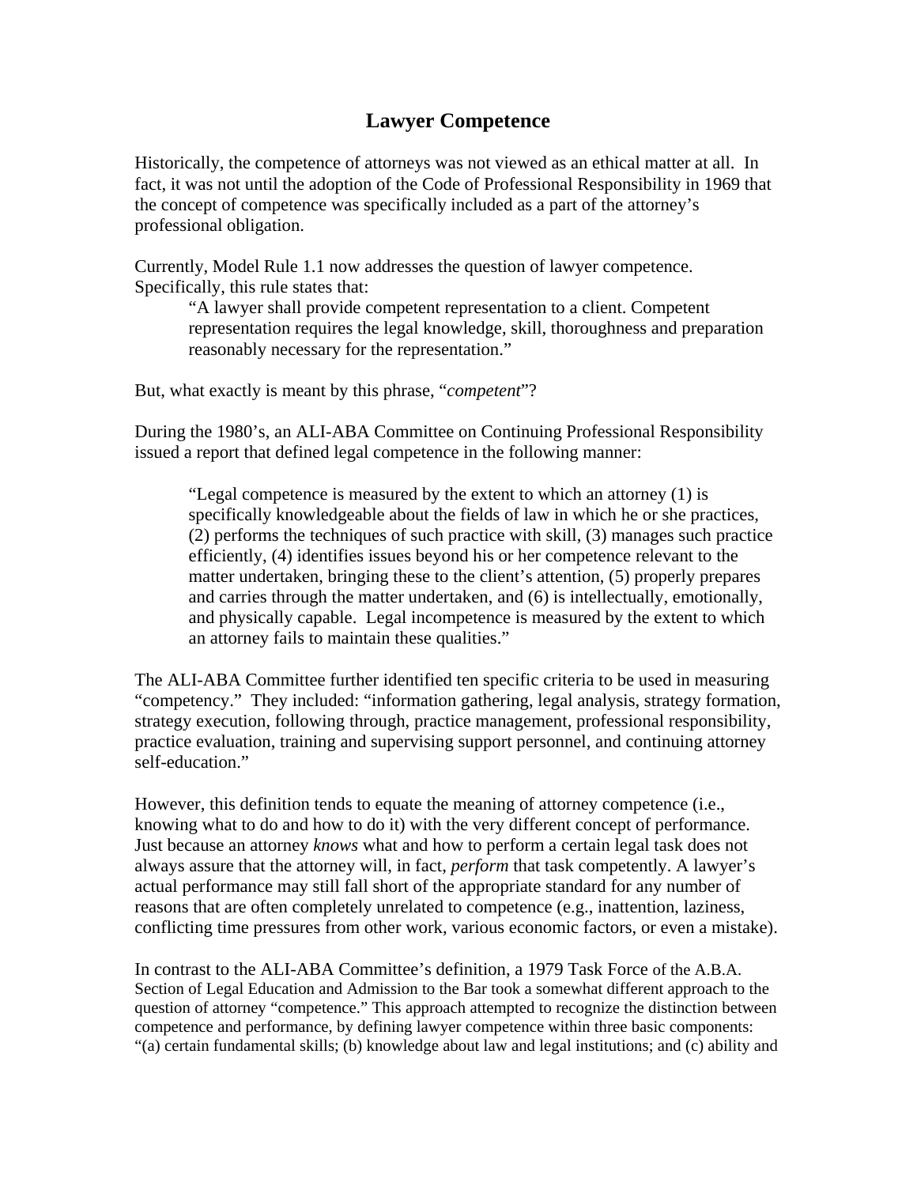# Lawyer Competence

Historically, the competence of attorneys was not viewed as an ethical matter at all. In fact, it was not until the adoption of the Code of Professional Responsibility in 1969 that the concept of competence was specifically included as a part of the attorney's professional obligation.

Currently, Model Rule 1.1 now addresses the question of lawyer competence. Specifically, this rule states that:

> "A lawyer shall provide competent representation to a client. Competent representation requires the legal knowledge, skill, thoroughness and preparation reasonably necessary for the representation."

But, what exactly is meant by this phrase, "*competent*"?

During the 1980's, an ALI-ABA Committee on Continuing Professional Responsibility issued a report that defined legal competence in the following manner:

> "Legal competence is measured by the extent to which an attorney (1) is specifically knowledgeable about the fields of law in which he or she practices, (2) performs the techniques of such practice with skill, (3) manages such practice efficiently, (4) identifies issues beyond his or her competence relevant to the matter undertaken, bringing these to the client's attention, (5) properly prepares and carries through the matter undertaken, and (6) is intellectually, emotionally, and physically capable. Legal incompetence is measured by the extent to which an attorney fails to maintain these qualities."

The ALI-ABA Committee further identified ten specific criteria to be used in measuring "competency." They included: "information gathering, legal analysis, strategy formation, strategy execution, following through, practice management, professional responsibility, practice evaluation, training and supervising support personnel, and continuing attorney self-education."

However, this definition tends to equate the meaning of attorney competence (i.e., knowing what to do and how to do it) with the very different concept of performance. Just because an attorney *knows* what and how to perform a certain legal task does not always assure that the attorney will, in fact, *perform* that task competently. A lawyer's actual performance may still fall short of the appropriate standard for any number of reasons that are often completely unrelated to competence (e.g., inattention, laziness, conflicting time pressures from other work, various economic factors, or even a mistake).

In contrast to the ALI-ABA Committee's definition, a 1979 Task Force of the A.B.A. Section of Legal Education and Admission to the Bar took a somewhat different approach to the question of attorney "competence." This approach attempted to recognize the distinction between competence and performance, by defining lawyer competence within three basic components: "(a) certain fundamental skills; (b) knowledge about law and legal institutions; and (c) ability and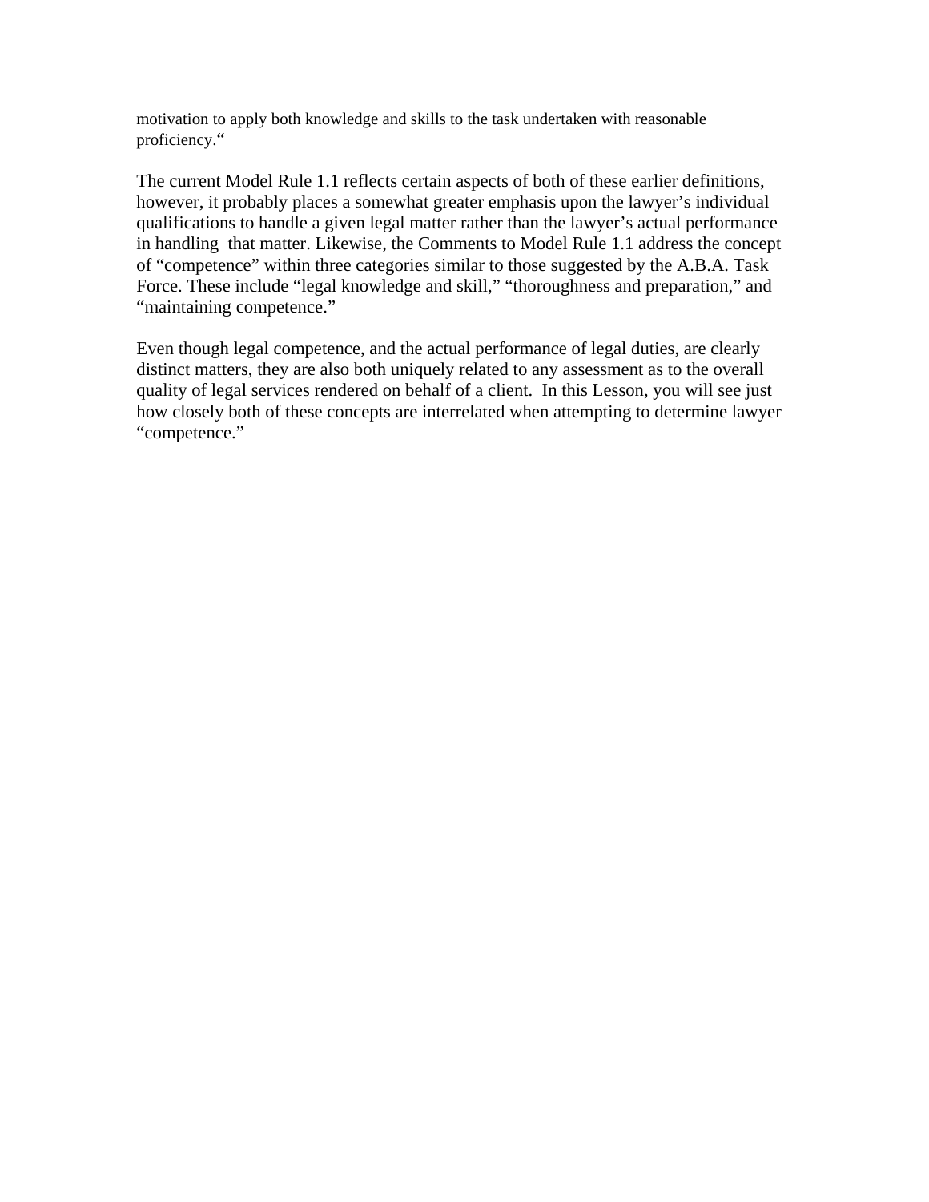motivation to apply both knowledge and skills to the task undertaken with reasonable proficiency."

The current Model Rule 1.1 reflects certain aspects of both of these earlier definitions, however, it probably places a somewhat greater emphasis upon the lawyer's individual qualifications to handle a given legal matter rather than the lawyer's actual performance in handling that matter. Likewise, the Comments to Model Rule 1.1 address the concept of "competence" within three categories similar to those suggested by the A.B.A. Task Force. These include "legal knowledge and skill," "thoroughness and preparation," and "maintaining competence."

Even though legal competence, and the actual performance of legal duties, are clearly distinct matters, they are also both uniquely related to any assessment as to the overall quality of legal services rendered on behalf of a client. In this Lesson, you will see just how closely both of these concepts are interrelated when attempting to determine lawyer "competence."